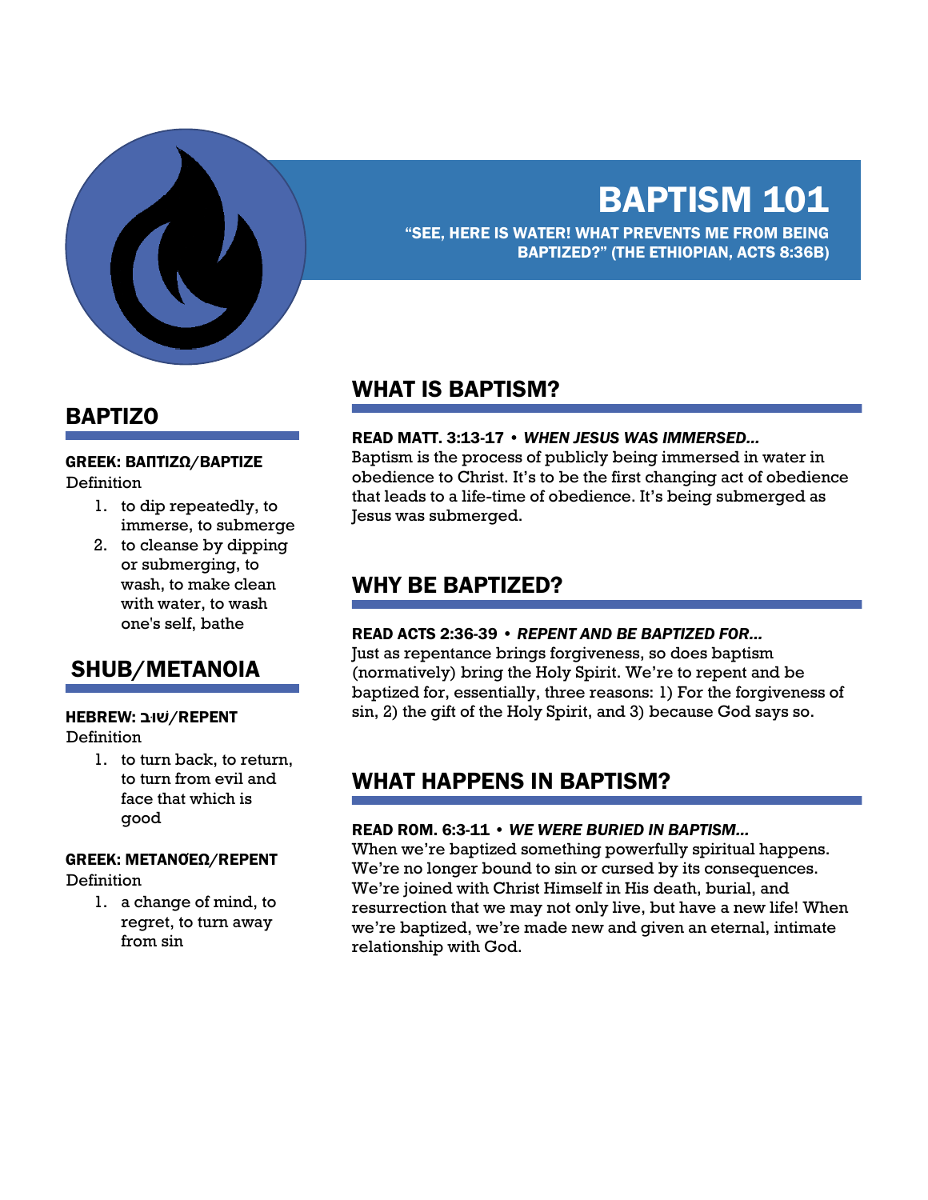# BAPTISM 101

**"SEE, HERE IS WATER! WHAT PREVENTS ME FROM BEING BAPTIZED?" (THE ETHIOPIAN, ACTS 8:36B)**

## BAPTIZO

**GREEK: ΒΑΠΤΙΖΩ/BAPTIZE**

Definition

1. to dip repeatedly, to immerse, to submerge
2. to cleanse by dipping or submerging, to wash, to make clean with water, to wash one's self, bathe

## SHUB/METANOIA

**HEBREW: שׁוּב/REPENT**

Definition

1. to turn back, to return, to turn from evil and face that which is good

**GREEK: METANOEΩ/REPENT**

Definition

1. a change of mind, to regret, to turn away from sin

## WHAT IS BAPTISM?

**READ MATT. 3:13-17 • *WHEN JESUS WAS IMMERSED...***

Baptism is the process of publicly being immersed in water in obedience to Christ. It's to be the first changing act of obedience that leads to a life-time of obedience. It's being submerged as Jesus was submerged.

## WHY BE BAPTIZED?

**READ ACTS 2:36-39 • *REPENT AND BE BAPTIZED FOR...***

Just as repentance brings forgiveness, so does baptism (normatively) bring the Holy Spirit. We're to repent and be baptized for, essentially, three reasons: 1) For the forgiveness of sin, 2) the gift of the Holy Spirit, and 3) because God says so.

## WHAT HAPPENS IN BAPTISM?

**READ ROM. 6:3-11 • *WE WERE BURIED IN BAPTISM...***

When we're baptized something powerfully spiritual happens. We're no longer bound to sin or cursed by its consequences. We're joined with Christ Himself in His death, burial, and resurrection that we may not only live, but have a new life! When we're baptized, we're made new and given an eternal, intimate relationship with God.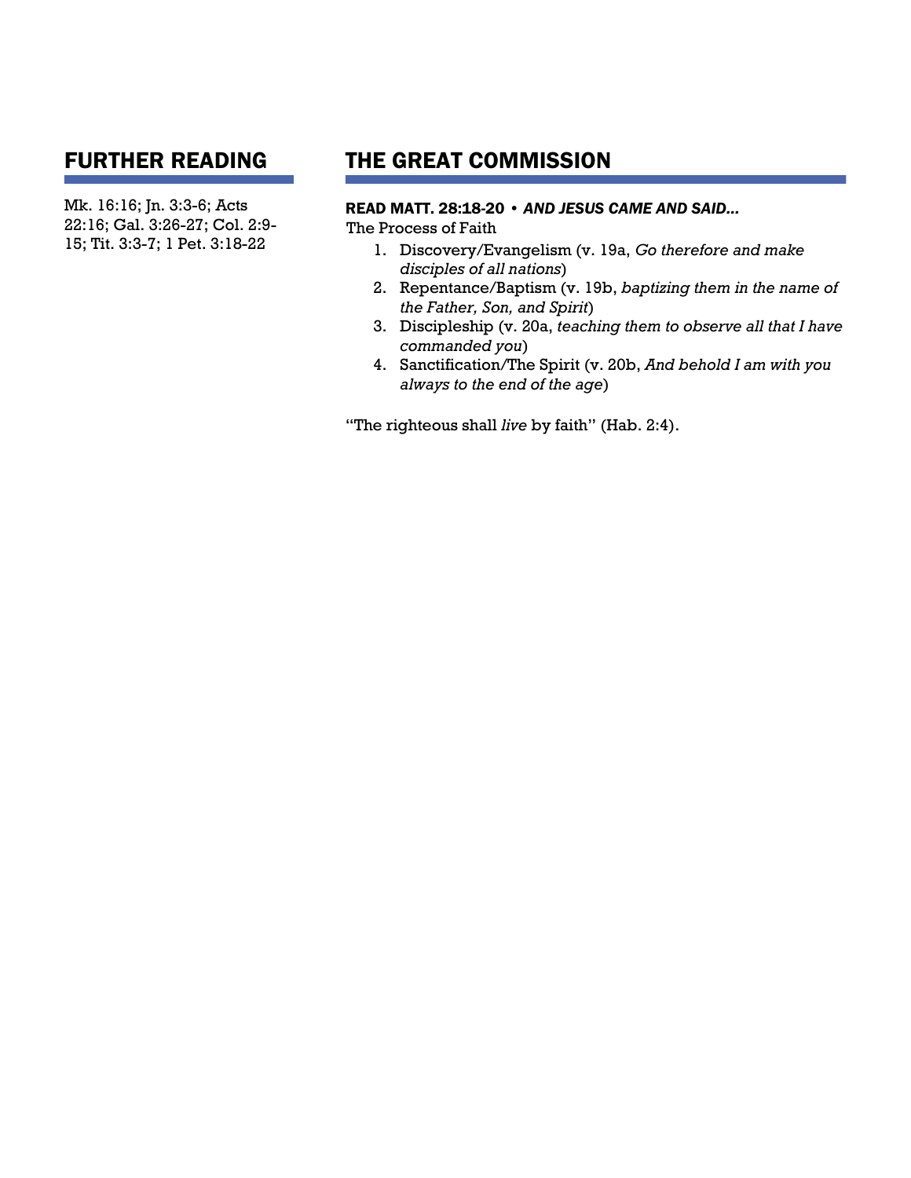## FURTHER READING

Mk. 16:16; Jn. 3:3-6; Acts 22:16; Gal. 3:26-27; Col. 2:9-15; Tit. 3:3-7; 1 Pet. 3:18-22

## THE GREAT COMMISSION

**READ MATT. 28:18-20 • *AND JESUS CAME AND SAID...***

The Process of Faith

1. Discovery/Evangelism (v. 19a, *Go therefore and make disciples of all nations*)
2. Repentance/Baptism (v. 19b, *baptizing them in the name of the Father, Son, and Spirit*)
3. Discipleship (v. 20a, *teaching them to observe all that I have commanded you*)
4. Sanctification/The Spirit (v. 20b, *And behold I am with you always to the end of the age*)

"The righteous shall *live* by faith" (Hab. 2:4).